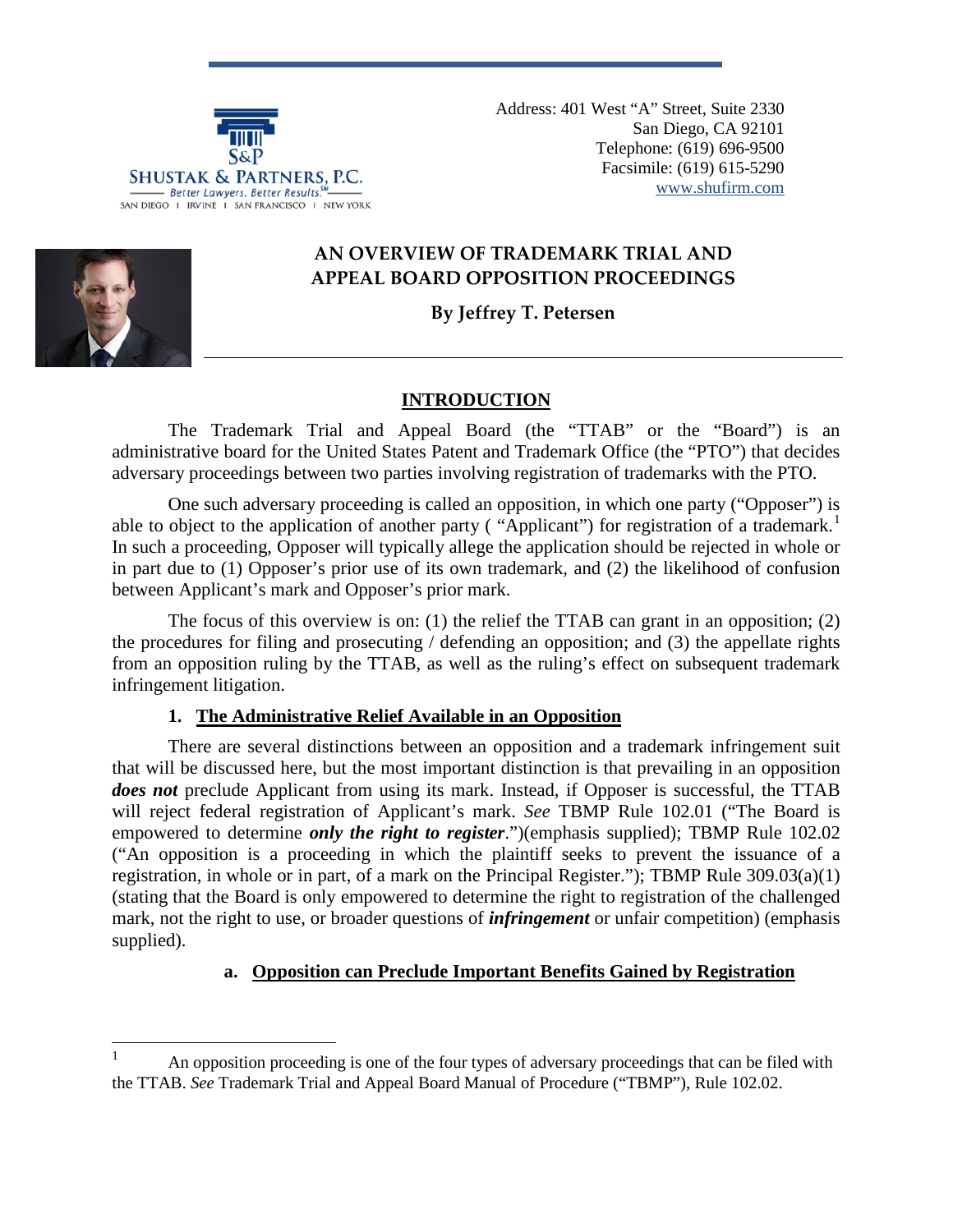SHUSTAK & PARTNERS, P.C.
Better Lawyers. Better Results.℠
SAN DIEGO | IRVINE | SAN FRANCISCO | NEW YORK

Address: 401 West "A" Street, Suite 2330
San Diego, CA 92101
Telephone: (619) 696-9500
Facsimile: (619) 615-5290
www.shufirm.com

# AN OVERVIEW OF TRADEMARK TRIAL AND APPEAL BOARD OPPOSITION PROCEEDINGS

**By Jeffrey T. Petersen**

---

## INTRODUCTION

The Trademark Trial and Appeal Board (the "TTAB" or the "Board") is an administrative board for the United States Patent and Trademark Office (the "PTO") that decides adversary proceedings between two parties involving registration of trademarks with the PTO.

One such adversary proceeding is called an opposition, in which one party ("Opposer") is able to object to the application of another party ( "Applicant") for registration of a trademark.[1] In such a proceeding, Opposer will typically allege the application should be rejected in whole or in part due to (1) Opposer's prior use of its own trademark, and (2) the likelihood of confusion between Applicant's mark and Opposer's prior mark.

The focus of this overview is on: (1) the relief the TTAB can grant in an opposition; (2) the procedures for filing and prosecuting / defending an opposition; and (3) the appellate rights from an opposition ruling by the TTAB, as well as the ruling's effect on subsequent trademark infringement litigation.

### 1. The Administrative Relief Available in an Opposition

There are several distinctions between an opposition and a trademark infringement suit that will be discussed here, but the most important distinction is that prevailing in an opposition ***does not*** preclude Applicant from using its mark. Instead, if Opposer is successful, the TTAB will reject federal registration of Applicant's mark. *See* TBMP Rule 102.01 ("The Board is empowered to determine ***only the right to register***.")(emphasis supplied); TBMP Rule 102.02 ("An opposition is a proceeding in which the plaintiff seeks to prevent the issuance of a registration, in whole or in part, of a mark on the Principal Register."); TBMP Rule 309.03(a)(1) (stating that the Board is only empowered to determine the right to registration of the challenged mark, not the right to use, or broader questions of ***infringement*** or unfair competition) (emphasis supplied).

#### a. Opposition can Preclude Important Benefits Gained by Registration

---

[1] An opposition proceeding is one of the four types of adversary proceedings that can be filed with the TTAB. *See* Trademark Trial and Appeal Board Manual of Procedure ("TBMP"), Rule 102.02.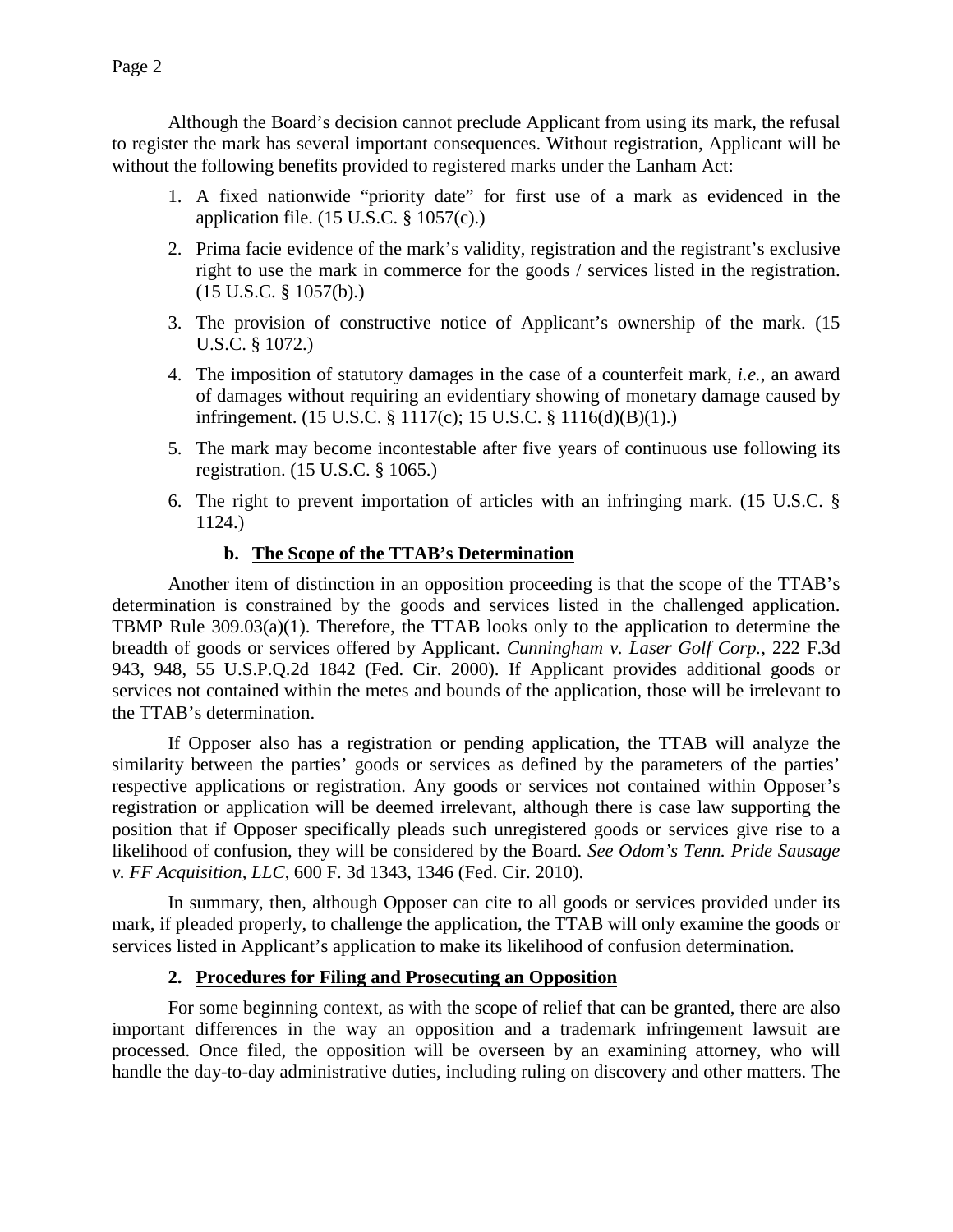Although the Board's decision cannot preclude Applicant from using its mark, the refusal to register the mark has several important consequences. Without registration, Applicant will be without the following benefits provided to registered marks under the Lanham Act:

1. A fixed nationwide "priority date" for first use of a mark as evidenced in the application file. (15 U.S.C. § 1057(c).)
2. Prima facie evidence of the mark's validity, registration and the registrant's exclusive right to use the mark in commerce for the goods / services listed in the registration. (15 U.S.C. § 1057(b).)
3. The provision of constructive notice of Applicant's ownership of the mark. (15 U.S.C. § 1072.)
4. The imposition of statutory damages in the case of a counterfeit mark, *i.e.*, an award of damages without requiring an evidentiary showing of monetary damage caused by infringement. (15 U.S.C. § 1117(c); 15 U.S.C. § 1116(d)(B)(1).)
5. The mark may become incontestable after five years of continuous use following its registration. (15 U.S.C. § 1065.)
6. The right to prevent importation of articles with an infringing mark. (15 U.S.C. § 1124.)

#### b. <u>The Scope of the TTAB's Determination</u>

Another item of distinction in an opposition proceeding is that the scope of the TTAB's determination is constrained by the goods and services listed in the challenged application. TBMP Rule 309.03(a)(1). Therefore, the TTAB looks only to the application to determine the breadth of goods or services offered by Applicant. *Cunningham v. Laser Golf Corp.*, 222 F.3d 943, 948, 55 U.S.P.Q.2d 1842 (Fed. Cir. 2000). If Applicant provides additional goods or services not contained within the metes and bounds of the application, those will be irrelevant to the TTAB's determination.

If Opposer also has a registration or pending application, the TTAB will analyze the similarity between the parties' goods or services as defined by the parameters of the parties' respective applications or registration. Any goods or services not contained within Opposer's registration or application will be deemed irrelevant, although there is case law supporting the position that if Opposer specifically pleads such unregistered goods or services give rise to a likelihood of confusion, they will be considered by the Board. *See Odom's Tenn. Pride Sausage v. FF Acquisition, LLC*, 600 F. 3d 1343, 1346 (Fed. Cir. 2010).

In summary, then, although Opposer can cite to all goods or services provided under its mark, if pleaded properly, to challenge the application, the TTAB will only examine the goods or services listed in Applicant's application to make its likelihood of confusion determination.

### 2. <u>Procedures for Filing and Prosecuting an Opposition</u>

For some beginning context, as with the scope of relief that can be granted, there are also important differences in the way an opposition and a trademark infringement lawsuit are processed. Once filed, the opposition will be overseen by an examining attorney, who will handle the day-to-day administrative duties, including ruling on discovery and other matters. The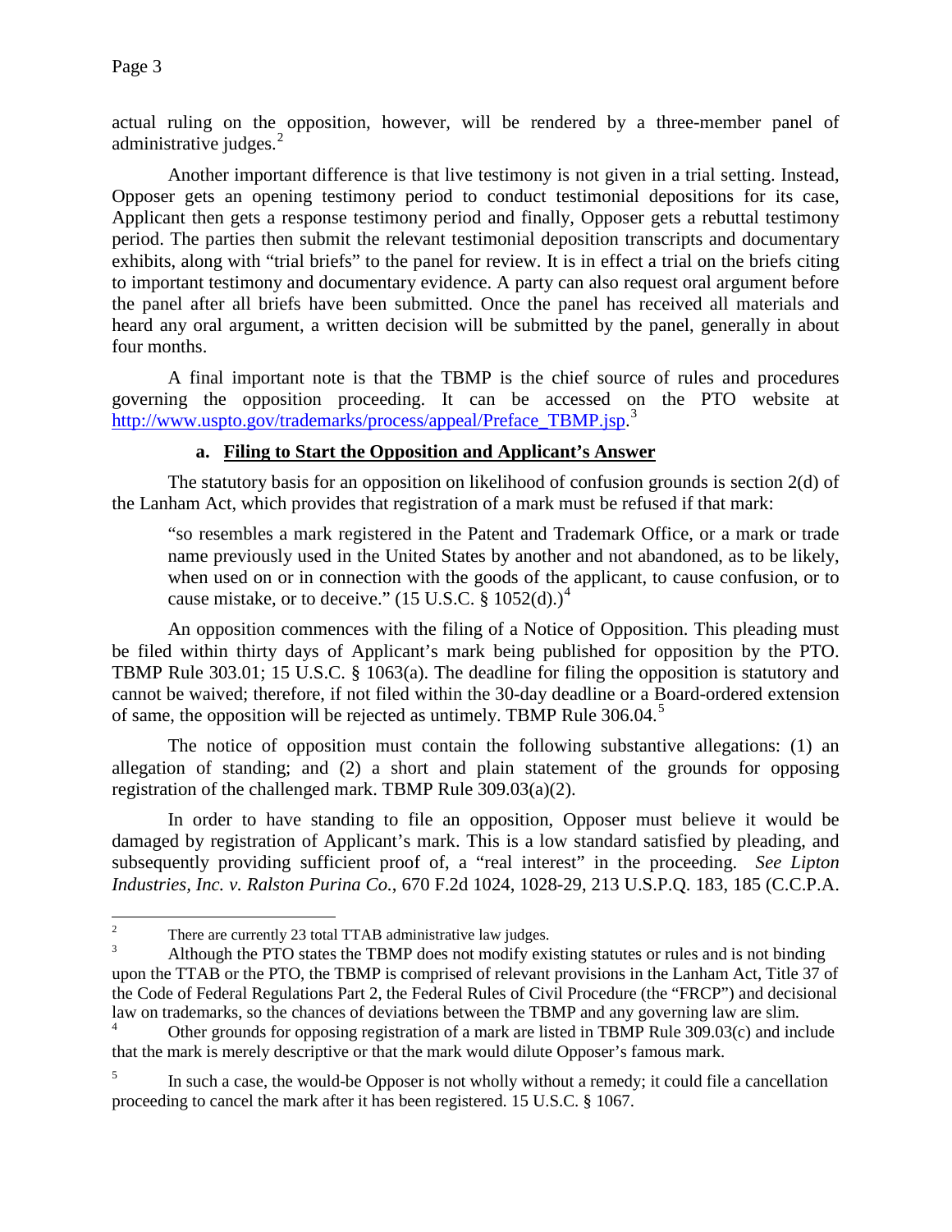actual ruling on the opposition, however, will be rendered by a three-member panel of administrative judges.[2]

Another important difference is that live testimony is not given in a trial setting. Instead, Opposer gets an opening testimony period to conduct testimonial depositions for its case, Applicant then gets a response testimony period and finally, Opposer gets a rebuttal testimony period. The parties then submit the relevant testimonial deposition transcripts and documentary exhibits, along with "trial briefs" to the panel for review. It is in effect a trial on the briefs citing to important testimony and documentary evidence. A party can also request oral argument before the panel after all briefs have been submitted. Once the panel has received all materials and heard any oral argument, a written decision will be submitted by the panel, generally in about four months.

A final important note is that the TBMP is the chief source of rules and procedures governing the opposition proceeding. It can be accessed on the PTO website at http://www.uspto.gov/trademarks/process/appeal/Preface_TBMP.jsp.[3]

### a. Filing to Start the Opposition and Applicant's Answer

The statutory basis for an opposition on likelihood of confusion grounds is section 2(d) of the Lanham Act, which provides that registration of a mark must be refused if that mark:

> "so resembles a mark registered in the Patent and Trademark Office, or a mark or trade name previously used in the United States by another and not abandoned, as to be likely, when used on or in connection with the goods of the applicant, to cause confusion, or to cause mistake, or to deceive." (15 U.S.C. § 1052(d).)[4]

An opposition commences with the filing of a Notice of Opposition. This pleading must be filed within thirty days of Applicant's mark being published for opposition by the PTO. TBMP Rule 303.01; 15 U.S.C. § 1063(a). The deadline for filing the opposition is statutory and cannot be waived; therefore, if not filed within the 30-day deadline or a Board-ordered extension of same, the opposition will be rejected as untimely. TBMP Rule 306.04.[5]

The notice of opposition must contain the following substantive allegations: (1) an allegation of standing; and (2) a short and plain statement of the grounds for opposing registration of the challenged mark. TBMP Rule 309.03(a)(2).

In order to have standing to file an opposition, Opposer must believe it would be damaged by registration of Applicant's mark. This is a low standard satisfied by pleading, and subsequently providing sufficient proof of, a "real interest" in the proceeding. *See Lipton Industries, Inc. v. Ralston Purina Co.*, 670 F.2d 1024, 1028-29, 213 U.S.P.Q. 183, 185 (C.C.P.A.

---

[2] There are currently 23 total TTAB administrative law judges.

[3] Although the PTO states the TBMP does not modify existing statutes or rules and is not binding upon the TTAB or the PTO, the TBMP is comprised of relevant provisions in the Lanham Act, Title 37 of the Code of Federal Regulations Part 2, the Federal Rules of Civil Procedure (the "FRCP") and decisional law on trademarks, so the chances of deviations between the TBMP and any governing law are slim.

[4] Other grounds for opposing registration of a mark are listed in TBMP Rule 309.03(c) and include that the mark is merely descriptive or that the mark would dilute Opposer's famous mark.

[5] In such a case, the would-be Opposer is not wholly without a remedy; it could file a cancellation proceeding to cancel the mark after it has been registered. 15 U.S.C. § 1067.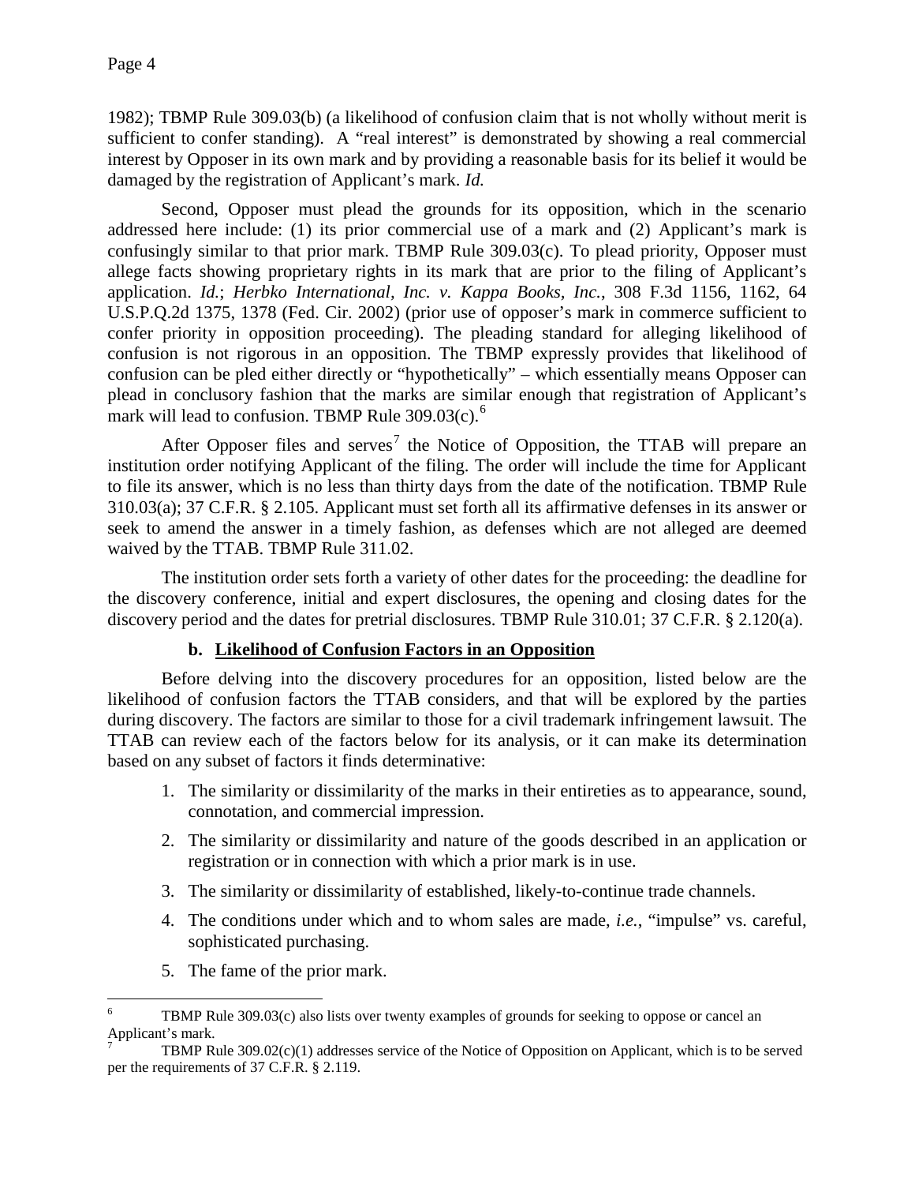1982); TBMP Rule 309.03(b) (a likelihood of confusion claim that is not wholly without merit is sufficient to confer standing). A "real interest" is demonstrated by showing a real commercial interest by Opposer in its own mark and by providing a reasonable basis for its belief it would be damaged by the registration of Applicant's mark. *Id.*

Second, Opposer must plead the grounds for its opposition, which in the scenario addressed here include: (1) its prior commercial use of a mark and (2) Applicant's mark is confusingly similar to that prior mark. TBMP Rule 309.03(c). To plead priority, Opposer must allege facts showing proprietary rights in its mark that are prior to the filing of Applicant's application. *Id.*; *Herbko International, Inc. v. Kappa Books, Inc.*, 308 F.3d 1156, 1162, 64 U.S.P.Q.2d 1375, 1378 (Fed. Cir. 2002) (prior use of opposer's mark in commerce sufficient to confer priority in opposition proceeding). The pleading standard for alleging likelihood of confusion is not rigorous in an opposition. The TBMP expressly provides that likelihood of confusion can be pled either directly or "hypothetically" – which essentially means Opposer can plead in conclusory fashion that the marks are similar enough that registration of Applicant's mark will lead to confusion. TBMP Rule 309.03(c).[6]

After Opposer files and serves[7] the Notice of Opposition, the TTAB will prepare an institution order notifying Applicant of the filing. The order will include the time for Applicant to file its answer, which is no less than thirty days from the date of the notification. TBMP Rule 310.03(a); 37 C.F.R. § 2.105. Applicant must set forth all its affirmative defenses in its answer or seek to amend the answer in a timely fashion, as defenses which are not alleged are deemed waived by the TTAB. TBMP Rule 311.02.

The institution order sets forth a variety of other dates for the proceeding: the deadline for the discovery conference, initial and expert disclosures, the opening and closing dates for the discovery period and the dates for pretrial disclosures. TBMP Rule 310.01; 37 C.F.R. § 2.120(a).

### b. Likelihood of Confusion Factors in an Opposition

Before delving into the discovery procedures for an opposition, listed below are the likelihood of confusion factors the TTAB considers, and that will be explored by the parties during discovery. The factors are similar to those for a civil trademark infringement lawsuit. The TTAB can review each of the factors below for its analysis, or it can make its determination based on any subset of factors it finds determinative:

1. The similarity or dissimilarity of the marks in their entireties as to appearance, sound, connotation, and commercial impression.
2. The similarity or dissimilarity and nature of the goods described in an application or registration or in connection with which a prior mark is in use.
3. The similarity or dissimilarity of established, likely-to-continue trade channels.
4. The conditions under which and to whom sales are made, *i.e.*, "impulse" vs. careful, sophisticated purchasing.
5. The fame of the prior mark.

---

[6] TBMP Rule 309.03(c) also lists over twenty examples of grounds for seeking to oppose or cancel an Applicant's mark.

[7] TBMP Rule 309.02(c)(1) addresses service of the Notice of Opposition on Applicant, which is to be served per the requirements of 37 C.F.R. § 2.119.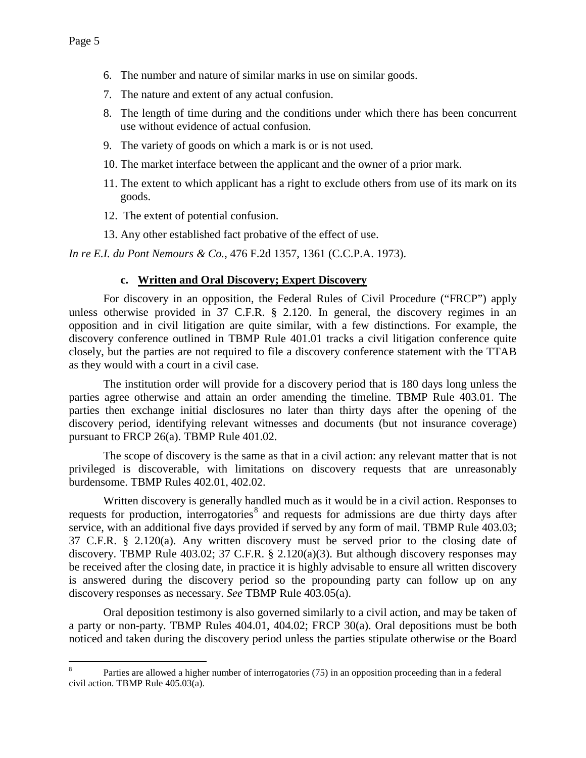6. The number and nature of similar marks in use on similar goods.
7. The nature and extent of any actual confusion.
8. The length of time during and the conditions under which there has been concurrent use without evidence of actual confusion.
9. The variety of goods on which a mark is or is not used.
10. The market interface between the applicant and the owner of a prior mark.
11. The extent to which applicant has a right to exclude others from use of its mark on its goods.
12. The extent of potential confusion.
13. Any other established fact probative of the effect of use.

*In re E.I. du Pont Nemours & Co.*, 476 F.2d 1357, 1361 (C.C.P.A. 1973).

#### c. Written and Oral Discovery; Expert Discovery

For discovery in an opposition, the Federal Rules of Civil Procedure ("FRCP") apply unless otherwise provided in 37 C.F.R. § 2.120. In general, the discovery regimes in an opposition and in civil litigation are quite similar, with a few distinctions. For example, the discovery conference outlined in TBMP Rule 401.01 tracks a civil litigation conference quite closely, but the parties are not required to file a discovery conference statement with the TTAB as they would with a court in a civil case.

The institution order will provide for a discovery period that is 180 days long unless the parties agree otherwise and attain an order amending the timeline. TBMP Rule 403.01. The parties then exchange initial disclosures no later than thirty days after the opening of the discovery period, identifying relevant witnesses and documents (but not insurance coverage) pursuant to FRCP 26(a). TBMP Rule 401.02.

The scope of discovery is the same as that in a civil action: any relevant matter that is not privileged is discoverable, with limitations on discovery requests that are unreasonably burdensome. TBMP Rules 402.01, 402.02.

Written discovery is generally handled much as it would be in a civil action. Responses to requests for production, interrogatories[8] and requests for admissions are due thirty days after service, with an additional five days provided if served by any form of mail. TBMP Rule 403.03; 37 C.F.R. § 2.120(a). Any written discovery must be served prior to the closing date of discovery. TBMP Rule 403.02; 37 C.F.R. § 2.120(a)(3). But although discovery responses may be received after the closing date, in practice it is highly advisable to ensure all written discovery is answered during the discovery period so the propounding party can follow up on any discovery responses as necessary. *See* TBMP Rule 403.05(a).

Oral deposition testimony is also governed similarly to a civil action, and may be taken of a party or non-party. TBMP Rules 404.01, 404.02; FRCP 30(a). Oral depositions must be both noticed and taken during the discovery period unless the parties stipulate otherwise or the Board

---

[8] Parties are allowed a higher number of interrogatories (75) in an opposition proceeding than in a federal civil action. TBMP Rule 405.03(a).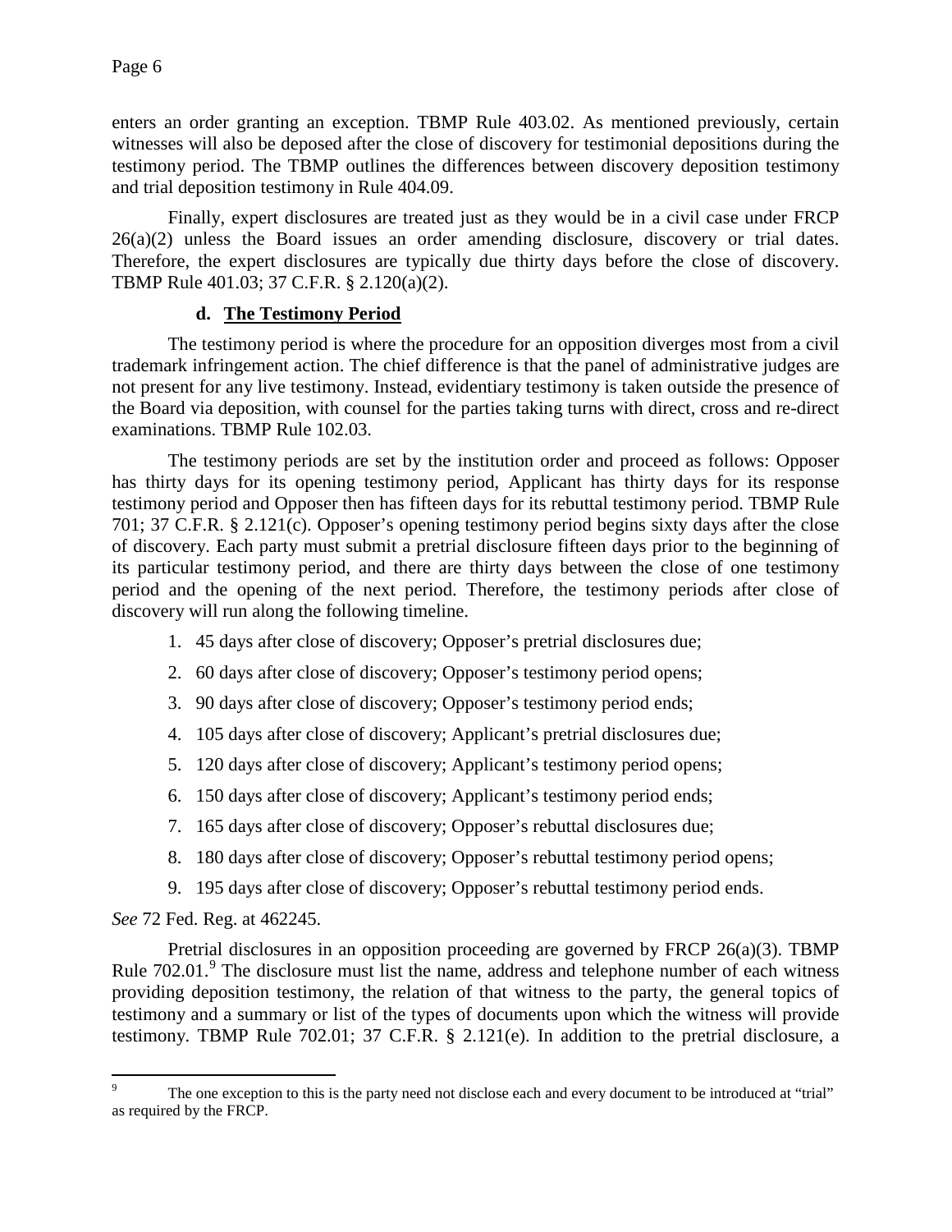enters an order granting an exception. TBMP Rule 403.02. As mentioned previously, certain witnesses will also be deposed after the close of discovery for testimonial depositions during the testimony period. The TBMP outlines the differences between discovery deposition testimony and trial deposition testimony in Rule 404.09.

Finally, expert disclosures are treated just as they would be in a civil case under FRCP 26(a)(2) unless the Board issues an order amending disclosure, discovery or trial dates. Therefore, the expert disclosures are typically due thirty days before the close of discovery. TBMP Rule 401.03; 37 C.F.R. § 2.120(a)(2).

#### d. The Testimony Period

The testimony period is where the procedure for an opposition diverges most from a civil trademark infringement action. The chief difference is that the panel of administrative judges are not present for any live testimony. Instead, evidentiary testimony is taken outside the presence of the Board via deposition, with counsel for the parties taking turns with direct, cross and re-direct examinations. TBMP Rule 102.03.

The testimony periods are set by the institution order and proceed as follows: Opposer has thirty days for its opening testimony period, Applicant has thirty days for its response testimony period and Opposer then has fifteen days for its rebuttal testimony period. TBMP Rule 701; 37 C.F.R. § 2.121(c). Opposer's opening testimony period begins sixty days after the close of discovery. Each party must submit a pretrial disclosure fifteen days prior to the beginning of its particular testimony period, and there are thirty days between the close of one testimony period and the opening of the next period. Therefore, the testimony periods after close of discovery will run along the following timeline.

1. 45 days after close of discovery; Opposer's pretrial disclosures due;
2. 60 days after close of discovery; Opposer's testimony period opens;
3. 90 days after close of discovery; Opposer's testimony period ends;
4. 105 days after close of discovery; Applicant's pretrial disclosures due;
5. 120 days after close of discovery; Applicant's testimony period opens;
6. 150 days after close of discovery; Applicant's testimony period ends;
7. 165 days after close of discovery; Opposer's rebuttal disclosures due;
8. 180 days after close of discovery; Opposer's rebuttal testimony period opens;
9. 195 days after close of discovery; Opposer's rebuttal testimony period ends.

*See* 72 Fed. Reg. at 462245.

Pretrial disclosures in an opposition proceeding are governed by FRCP 26(a)(3). TBMP Rule 702.01.[9] The disclosure must list the name, address and telephone number of each witness providing deposition testimony, the relation of that witness to the party, the general topics of testimony and a summary or list of the types of documents upon which the witness will provide testimony. TBMP Rule 702.01; 37 C.F.R. § 2.121(e). In addition to the pretrial disclosure, a

---

[9] The one exception to this is the party need not disclose each and every document to be introduced at "trial" as required by the FRCP.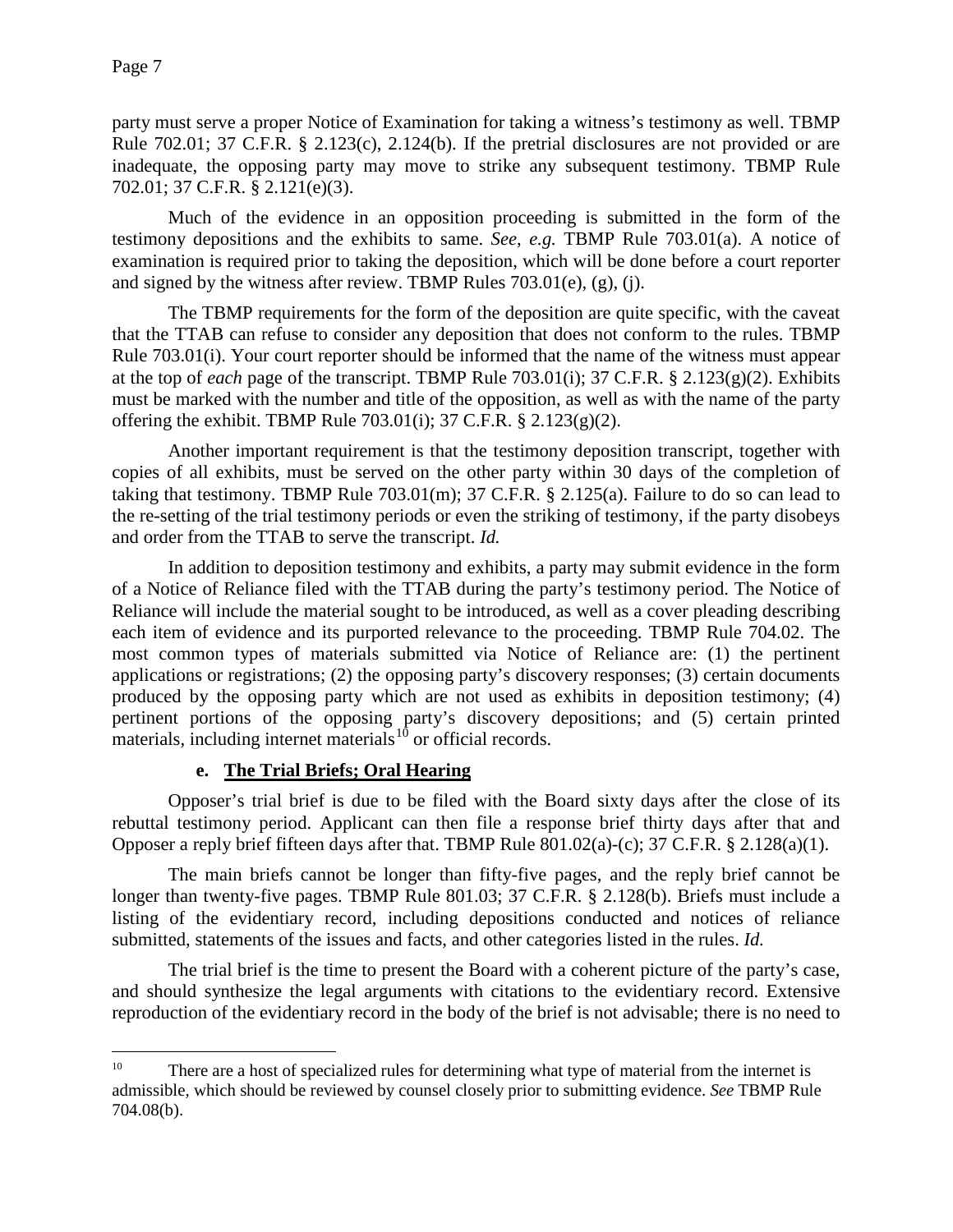party must serve a proper Notice of Examination for taking a witness's testimony as well. TBMP Rule 702.01; 37 C.F.R. § 2.123(c), 2.124(b). If the pretrial disclosures are not provided or are inadequate, the opposing party may move to strike any subsequent testimony. TBMP Rule 702.01; 37 C.F.R. § 2.121(e)(3).

Much of the evidence in an opposition proceeding is submitted in the form of the testimony depositions and the exhibits to same. *See, e.g.* TBMP Rule 703.01(a). A notice of examination is required prior to taking the deposition, which will be done before a court reporter and signed by the witness after review. TBMP Rules 703.01(e), (g), (j).

The TBMP requirements for the form of the deposition are quite specific, with the caveat that the TTAB can refuse to consider any deposition that does not conform to the rules. TBMP Rule 703.01(i). Your court reporter should be informed that the name of the witness must appear at the top of *each* page of the transcript. TBMP Rule 703.01(i); 37 C.F.R. § 2.123(g)(2). Exhibits must be marked with the number and title of the opposition, as well as with the name of the party offering the exhibit. TBMP Rule 703.01(i); 37 C.F.R. § 2.123(g)(2).

Another important requirement is that the testimony deposition transcript, together with copies of all exhibits, must be served on the other party within 30 days of the completion of taking that testimony. TBMP Rule 703.01(m); 37 C.F.R. § 2.125(a). Failure to do so can lead to the re-setting of the trial testimony periods or even the striking of testimony, if the party disobeys and order from the TTAB to serve the transcript. *Id.*

In addition to deposition testimony and exhibits, a party may submit evidence in the form of a Notice of Reliance filed with the TTAB during the party's testimony period. The Notice of Reliance will include the material sought to be introduced, as well as a cover pleading describing each item of evidence and its purported relevance to the proceeding. TBMP Rule 704.02. The most common types of materials submitted via Notice of Reliance are: (1) the pertinent applications or registrations; (2) the opposing party's discovery responses; (3) certain documents produced by the opposing party which are not used as exhibits in deposition testimony; (4) pertinent portions of the opposing party's discovery depositions; and (5) certain printed materials, including internet materials[10] or official records.

**e. <u>The Trial Briefs; Oral Hearing</u>**

Opposer's trial brief is due to be filed with the Board sixty days after the close of its rebuttal testimony period. Applicant can then file a response brief thirty days after that and Opposer a reply brief fifteen days after that. TBMP Rule 801.02(a)-(c); 37 C.F.R. § 2.128(a)(1).

The main briefs cannot be longer than fifty-five pages, and the reply brief cannot be longer than twenty-five pages. TBMP Rule 801.03; 37 C.F.R. § 2.128(b). Briefs must include a listing of the evidentiary record, including depositions conducted and notices of reliance submitted, statements of the issues and facts, and other categories listed in the rules. *Id.*

The trial brief is the time to present the Board with a coherent picture of the party's case, and should synthesize the legal arguments with citations to the evidentiary record. Extensive reproduction of the evidentiary record in the body of the brief is not advisable; there is no need to

---

[10] There are a host of specialized rules for determining what type of material from the internet is admissible, which should be reviewed by counsel closely prior to submitting evidence. *See* TBMP Rule 704.08(b).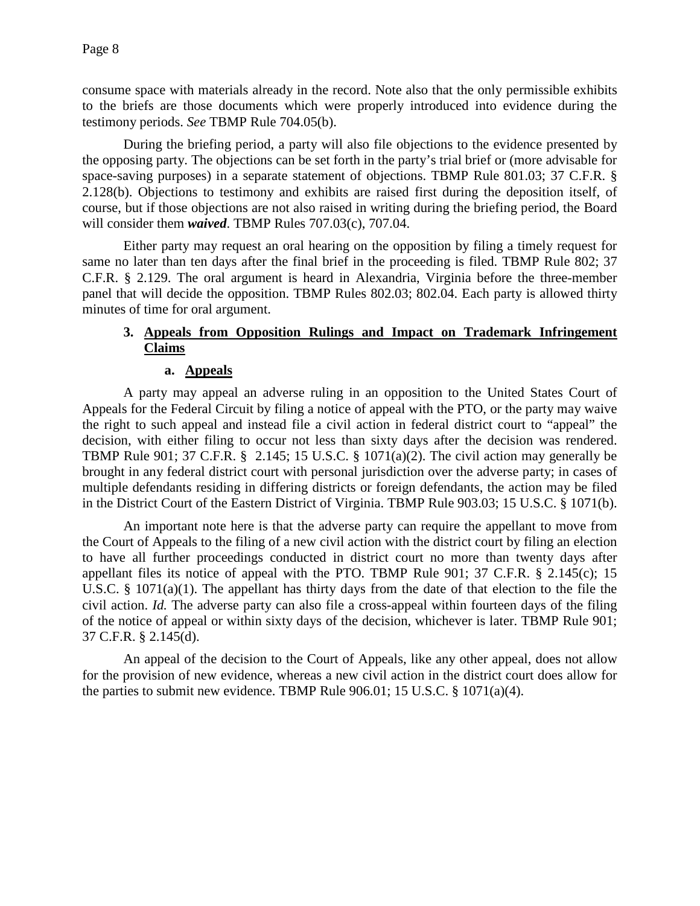consume space with materials already in the record. Note also that the only permissible exhibits to the briefs are those documents which were properly introduced into evidence during the testimony periods. *See* TBMP Rule 704.05(b).

During the briefing period, a party will also file objections to the evidence presented by the opposing party. The objections can be set forth in the party's trial brief or (more advisable for space-saving purposes) in a separate statement of objections. TBMP Rule 801.03; 37 C.F.R. § 2.128(b). Objections to testimony and exhibits are raised first during the deposition itself, of course, but if those objections are not also raised in writing during the briefing period, the Board will consider them ***waived***. TBMP Rules 707.03(c), 707.04.

Either party may request an oral hearing on the opposition by filing a timely request for same no later than ten days after the final brief in the proceeding is filed. TBMP Rule 802; 37 C.F.R. § 2.129. The oral argument is heard in Alexandria, Virginia before the three-member panel that will decide the opposition. TBMP Rules 802.03; 802.04. Each party is allowed thirty minutes of time for oral argument.

### 3. Appeals from Opposition Rulings and Impact on Trademark Infringement Claims

#### a. Appeals

A party may appeal an adverse ruling in an opposition to the United States Court of Appeals for the Federal Circuit by filing a notice of appeal with the PTO, or the party may waive the right to such appeal and instead file a civil action in federal district court to "appeal" the decision, with either filing to occur not less than sixty days after the decision was rendered. TBMP Rule 901; 37 C.F.R. § 2.145; 15 U.S.C. § 1071(a)(2). The civil action may generally be brought in any federal district court with personal jurisdiction over the adverse party; in cases of multiple defendants residing in differing districts or foreign defendants, the action may be filed in the District Court of the Eastern District of Virginia. TBMP Rule 903.03; 15 U.S.C. § 1071(b).

An important note here is that the adverse party can require the appellant to move from the Court of Appeals to the filing of a new civil action with the district court by filing an election to have all further proceedings conducted in district court no more than twenty days after appellant files its notice of appeal with the PTO. TBMP Rule 901; 37 C.F.R. § 2.145(c); 15 U.S.C. § 1071(a)(1). The appellant has thirty days from the date of that election to the file the civil action. *Id.* The adverse party can also file a cross-appeal within fourteen days of the filing of the notice of appeal or within sixty days of the decision, whichever is later. TBMP Rule 901; 37 C.F.R. § 2.145(d).

An appeal of the decision to the Court of Appeals, like any other appeal, does not allow for the provision of new evidence, whereas a new civil action in the district court does allow for the parties to submit new evidence. TBMP Rule 906.01; 15 U.S.C. § 1071(a)(4).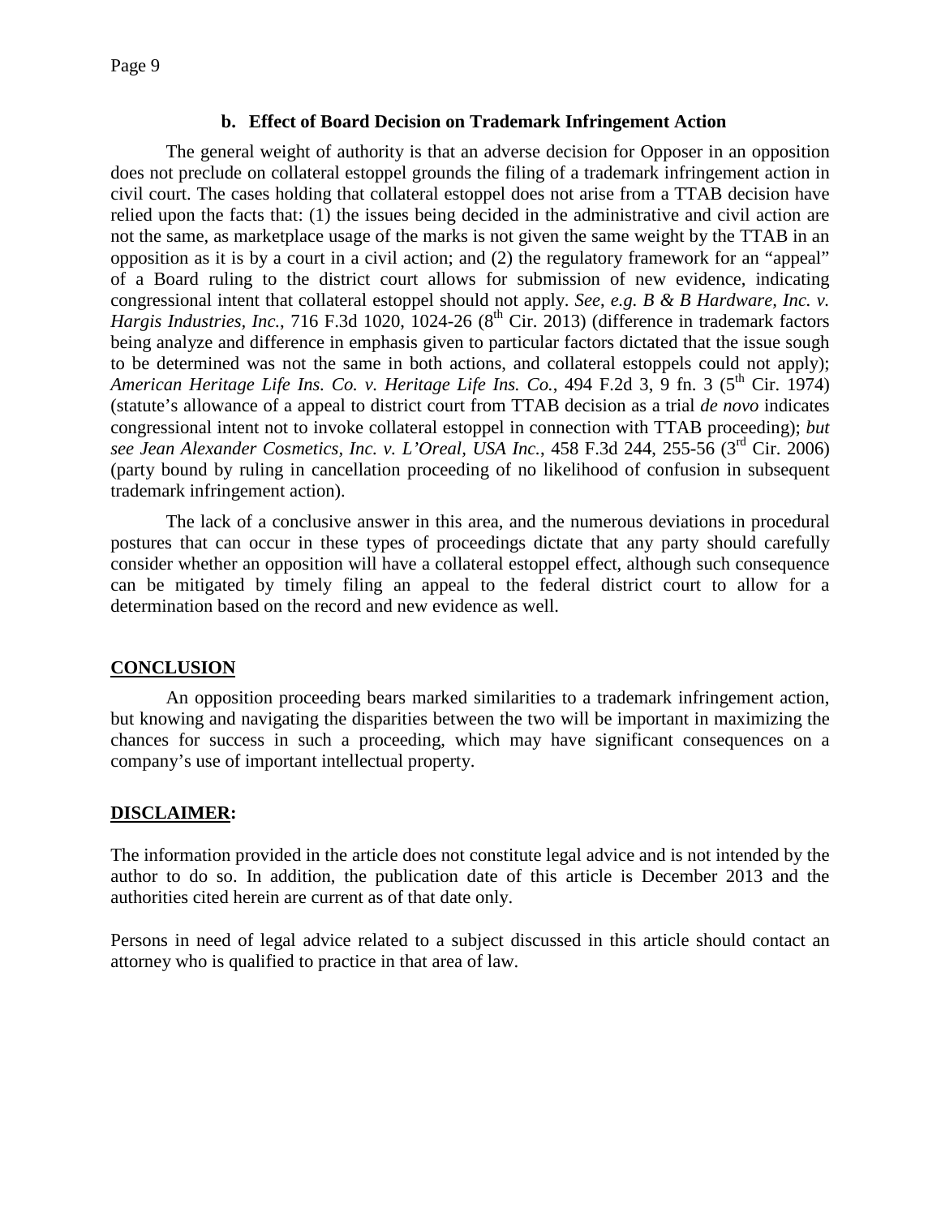### b. Effect of Board Decision on Trademark Infringement Action

The general weight of authority is that an adverse decision for Opposer in an opposition does not preclude on collateral estoppel grounds the filing of a trademark infringement action in civil court. The cases holding that collateral estoppel does not arise from a TTAB decision have relied upon the facts that: (1) the issues being decided in the administrative and civil action are not the same, as marketplace usage of the marks is not given the same weight by the TTAB in an opposition as it is by a court in a civil action; and (2) the regulatory framework for an "appeal" of a Board ruling to the district court allows for submission of new evidence, indicating congressional intent that collateral estoppel should not apply. *See, e.g. B & B Hardware, Inc. v. Hargis Industries, Inc.*, 716 F.3d 1020, 1024-26 (8th Cir. 2013) (difference in trademark factors being analyze and difference in emphasis given to particular factors dictated that the issue sough to be determined was not the same in both actions, and collateral estoppels could not apply); *American Heritage Life Ins. Co. v. Heritage Life Ins. Co.*, 494 F.2d 3, 9 fn. 3 (5th Cir. 1974) (statute's allowance of a appeal to district court from TTAB decision as a trial *de novo* indicates congressional intent not to invoke collateral estoppel in connection with TTAB proceeding); *but see Jean Alexander Cosmetics, Inc. v. L'Oreal, USA Inc.*, 458 F.3d 244, 255-56 (3rd Cir. 2006) (party bound by ruling in cancellation proceeding of no likelihood of confusion in subsequent trademark infringement action).

The lack of a conclusive answer in this area, and the numerous deviations in procedural postures that can occur in these types of proceedings dictate that any party should carefully consider whether an opposition will have a collateral estoppel effect, although such consequence can be mitigated by timely filing an appeal to the federal district court to allow for a determination based on the record and new evidence as well.

## CONCLUSION

An opposition proceeding bears marked similarities to a trademark infringement action, but knowing and navigating the disparities between the two will be important in maximizing the chances for success in such a proceeding, which may have significant consequences on a company's use of important intellectual property.

## DISCLAIMER:

The information provided in the article does not constitute legal advice and is not intended by the author to do so. In addition, the publication date of this article is December 2013 and the authorities cited herein are current as of that date only.

Persons in need of legal advice related to a subject discussed in this article should contact an attorney who is qualified to practice in that area of law.